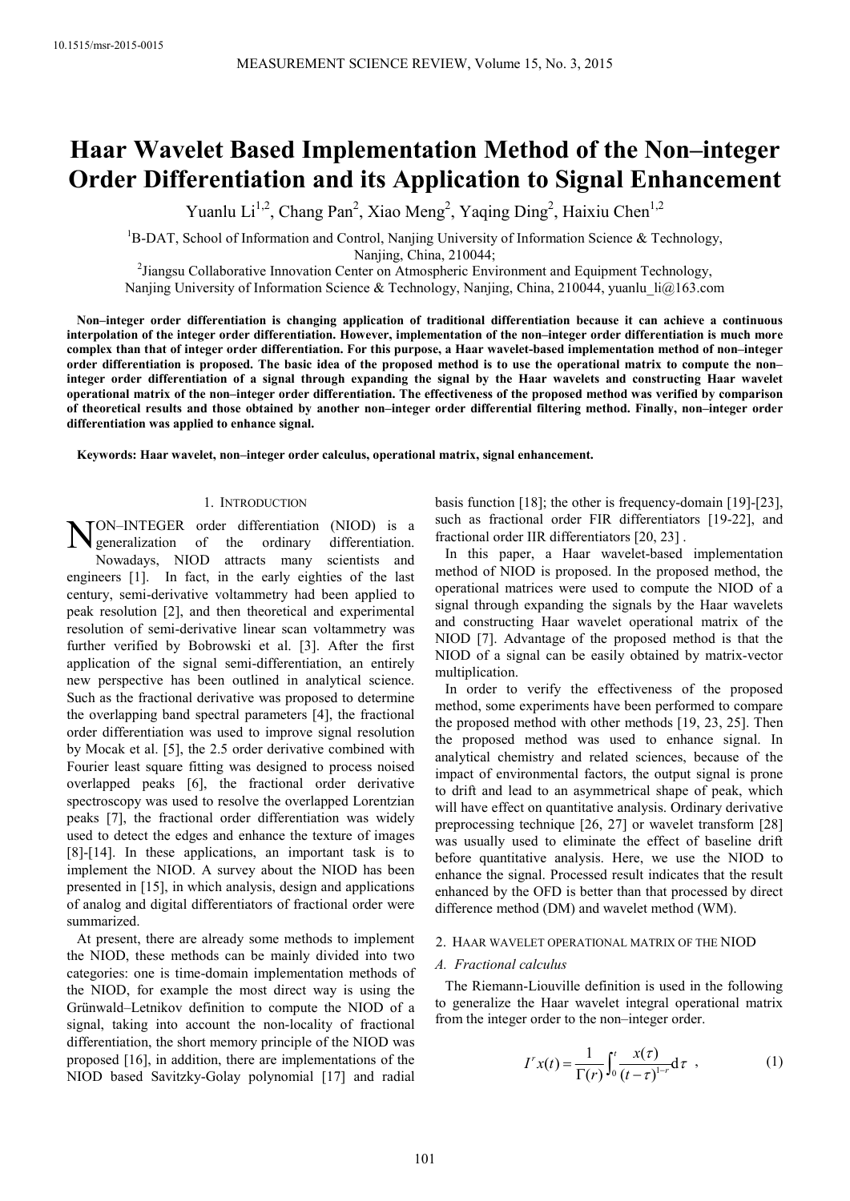# Haar Wavelet Based Implementation Method of the Non–integer Order Differentiation and its Application to Signal Enhancement

Yuanlu Li[1,2], Chang Pan[2], Xiao Meng[2], Yaqing Ding[2], Haixiu Chen[1,2]

[1]B-DAT, School of Information and Control, Nanjing University of Information Science & Technology, Nanjing, China, 210044;

[2]Jiangsu Collaborative Innovation Center on Atmospheric Environment and Equipment Technology, Nanjing University of Information Science & Technology, Nanjing, China, 210044, yuanlu_li@163.com

**Non–integer order differentiation is changing application of traditional differentiation because it can achieve a continuous interpolation of the integer order differentiation. However, implementation of the non–integer order differentiation is much more complex than that of integer order differentiation. For this purpose, a Haar wavelet-based implementation method of non–integer order differentiation is proposed. The basic idea of the proposed method is to use the operational matrix to compute the non–integer order differentiation of a signal through expanding the signal by the Haar wavelets and constructing Haar wavelet operational matrix of the non–integer order differentiation. The effectiveness of the proposed method was verified by comparison of theoretical results and those obtained by another non–integer order differential filtering method. Finally, non–integer order differentiation was applied to enhance signal.**

**Keywords: Haar wavelet, non–integer order calculus, operational matrix, signal enhancement.**

## 1. Introduction

Non–integer order differentiation (NIOD) is a generalization of the ordinary differentiation. Nowadays, NIOD attracts many scientists and engineers [1]. In fact, in the early eighties of the last century, semi-derivative voltammetry had been applied to peak resolution [2], and then theoretical and experimental resolution of semi-derivative linear scan voltammetry was further verified by Bobrowski et al. [3]. After the first application of the signal semi-differentiation, an entirely new perspective has been outlined in analytical science. Such as the fractional derivative was proposed to determine the overlapping band spectral parameters [4], the fractional order differentiation was used to improve signal resolution by Mocak et al. [5], the 2.5 order derivative combined with Fourier least square fitting was designed to process noised overlapped peaks [6], the fractional order derivative spectroscopy was used to resolve the overlapped Lorentzian peaks [7], the fractional order differentiation was widely used to detect the edges and enhance the texture of images [8]-[14]. In these applications, an important task is to implement the NIOD. A survey about the NIOD has been presented in [15], in which analysis, design and applications of analog and digital differentiators of fractional order were summarized.

At present, there are already some methods to implement the NIOD, these methods can be mainly divided into two categories: one is time-domain implementation methods of the NIOD, for example the most direct way is using the Grünwald–Letnikov definition to compute the NIOD of a signal, taking into account the non-locality of fractional differentiation, the short memory principle of the NIOD was proposed [16], in addition, there are implementations of the NIOD based Savitzky-Golay polynomial [17] and radial basis function [18]; the other is frequency-domain [19]-[23], such as fractional order FIR differentiators [19-22], and fractional order IIR differentiators [20, 23] .

In this paper, a Haar wavelet-based implementation method of NIOD is proposed. In the proposed method, the operational matrices were used to compute the NIOD of a signal through expanding the signals by the Haar wavelets and constructing Haar wavelet operational matrix of the NIOD [7]. Advantage of the proposed method is that the NIOD of a signal can be easily obtained by matrix-vector multiplication.

In order to verify the effectiveness of the proposed method, some experiments have been performed to compare the proposed method with other methods [19, 23, 25]. Then the proposed method was used to enhance signal. In analytical chemistry and related sciences, because of the impact of environmental factors, the output signal is prone to drift and lead to an asymmetrical shape of peak, which will have effect on quantitative analysis. Ordinary derivative preprocessing technique [26, 27] or wavelet transform [28] was usually used to eliminate the effect of baseline drift before quantitative analysis. Here, we use the NIOD to enhance the signal. Processed result indicates that the result enhanced by the OFD is better than that processed by direct difference method (DM) and wavelet method (WM).

## 2. Haar wavelet operational matrix of the NIOD

### A. Fractional calculus

The Riemann-Liouville definition is used in the following to generalize the Haar wavelet integral operational matrix from the integer order to the non–integer order.

$$I^r x(t) = \frac{1}{\Gamma(r)} \int_0^t \frac{x(\tau)}{(t-\tau)^{1-r}} \mathrm{d}\tau \ , \tag{1}$$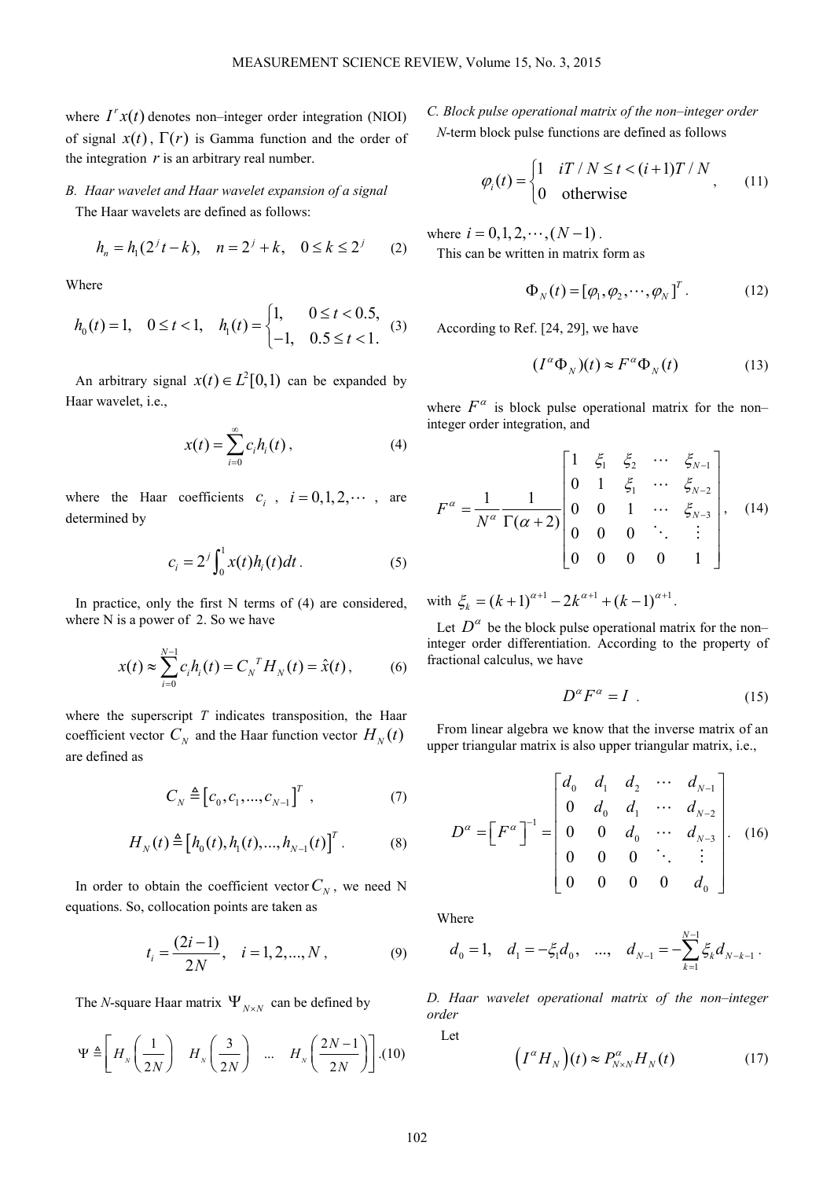where $I^r x(t)$ denotes non–integer order integration (NIOI) of signal $x(t)$, $\Gamma(r)$ is Gamma function and the order of the integration $r$ is an arbitrary real number.

### B. Haar wavelet and Haar wavelet expansion of a signal

The Haar wavelets are defined as follows:

$$h_n = h_1(2^j t - k), \quad n = 2^j + k, \quad 0 \le k \le 2^j \tag{2}$$

Where

$$h_0(t) = 1, \quad 0 \le t < 1, \quad h_1(t) = \begin{cases} 1, & 0 \le t < 0.5, \\ -1, & 0.5 \le t < 1. \end{cases} \tag{3}$$

An arbitrary signal $x(t) \in L^2[0,1)$ can be expanded by Haar wavelet, i.e.,

$$x(t) = \sum_{i=0}^{\infty} c_i h_i(t), \tag{4}$$

where the Haar coefficients $c_i$, $i = 0,1,2,\cdots$, are determined by

$$c_i = 2^j \int_0^1 x(t) h_i(t) dt. \tag{5}$$

In practice, only the first N terms of (4) are considered, where N is a power of 2. So we have

$$x(t) \approx \sum_{i=0}^{N-1} c_i h_i(t) = C_N{}^T H_N(t) = \hat{x}(t), \tag{6}$$

where the superscript $T$ indicates transposition, the Haar coefficient vector $C_N$ and the Haar function vector $H_N(t)$ are defined as

$$C_N \triangleq \left[c_0, c_1, ..., c_{N-1}\right]^T, \tag{7}$$

$$H_N(t) \triangleq \left[h_0(t), h_1(t), ..., h_{N-1}(t)\right]^T. \tag{8}$$

In order to obtain the coefficient vector $C_N$, we need N equations. So, collocation points are taken as

$$t_i = \frac{(2i-1)}{2N}, \quad i = 1,2,...,N, \tag{9}$$

The $N$-square Haar matrix $\Psi_{N\times N}$ can be defined by

$$\Psi \triangleq \left[ H_N\left(\frac{1}{2N}\right) \quad H_N\left(\frac{3}{2N}\right) \quad ... \quad H_N\left(\frac{2N-1}{2N}\right) \right]. \tag{10}$$

### C. Block pulse operational matrix of the non–integer order

$N$-term block pulse functions are defined as follows

$$\varphi_i(t) = \begin{cases} 1 & iT/N \le t < (i+1)T/N \\ 0 & \text{otherwise} \end{cases}, \tag{11}$$

where $i = 0,1,2,\cdots,(N-1)$.

This can be written in matrix form as

$$\Phi_N(t) = [\varphi_1, \varphi_2, \cdots, \varphi_N]^T. \tag{12}$$

According to Ref. [24, 29], we have

$$(I^\alpha \Phi_N)(t) \approx F^\alpha \Phi_N(t) \tag{13}$$

where $F^\alpha$ is block pulse operational matrix for the non–integer order integration, and

$$F^\alpha = \frac{1}{N^\alpha} \frac{1}{\Gamma(\alpha+2)} \begin{bmatrix} 1 & \xi_1 & \xi_2 & \cdots & \xi_{N-1} \\ 0 & 1 & \xi_1 & \cdots & \xi_{N-2} \\ 0 & 0 & 1 & \cdots & \xi_{N-3} \\ 0 & 0 & 0 & \ddots & \vdots \\ 0 & 0 & 0 & 0 & 1 \end{bmatrix}, \tag{14}$$

with $\xi_k = (k+1)^{\alpha+1} - 2k^{\alpha+1} + (k-1)^{\alpha+1}$.

Let $D^\alpha$ be the block pulse operational matrix for the non–integer order differentiation. According to the property of fractional calculus, we have

$$D^\alpha F^\alpha = I. \tag{15}$$

From linear algebra we know that the inverse matrix of an upper triangular matrix is also upper triangular matrix, i.e.,

$$D^\alpha = \left[F^\alpha\right]^{-1} = \begin{bmatrix} d_0 & d_1 & d_2 & \cdots & d_{N-1} \\ 0 & d_0 & d_1 & \cdots & d_{N-2} \\ 0 & 0 & d_0 & \cdots & d_{N-3} \\ 0 & 0 & 0 & \ddots & \vdots \\ 0 & 0 & 0 & 0 & d_0 \end{bmatrix}. \tag{16}$$

Where

$$d_0 = 1, \quad d_1 = -\xi_1 d_0, \quad ..., \quad d_{N-1} = -\sum_{k=1}^{N-1} \xi_k d_{N-k-1}.$$

### D. Haar wavelet operational matrix of the non–integer order

Let

$$\left(I^\alpha H_N\right)(t) \approx P^\alpha_{N\times N} H_N(t) \tag{17}$$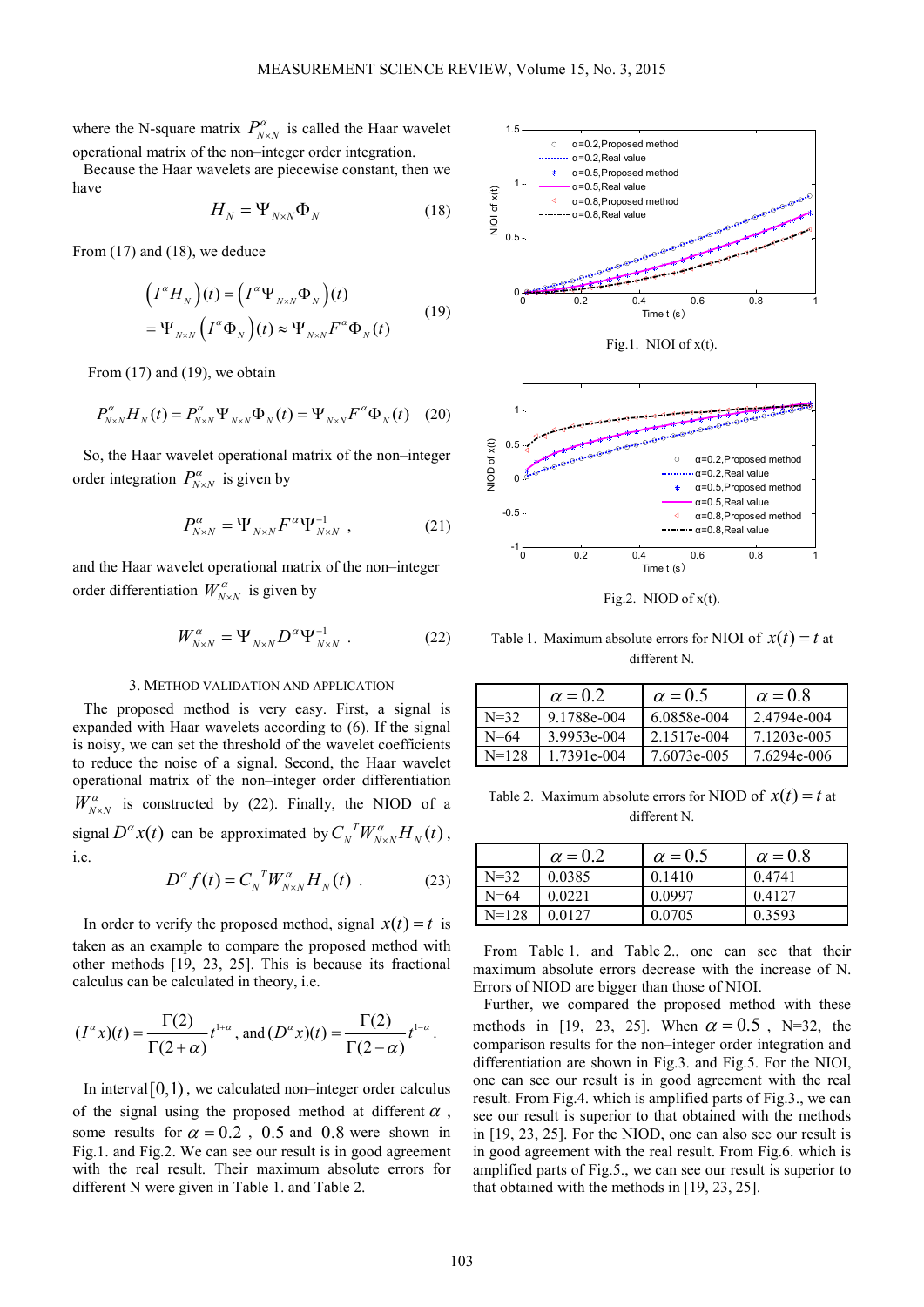where the N-square matrix $P^{\alpha}_{N\times N}$ is called the Haar wavelet operational matrix of the non–integer order integration.

Because the Haar wavelets are piecewise constant, then we have

$$H_N = \Psi_{N\times N}\Phi_N \tag{18}$$

From (17) and (18), we deduce

$$\begin{aligned}\left(I^{\alpha}H_N\right)(t) &= \left(I^{\alpha}\Psi_{N\times N}\Phi_N\right)(t)\\ &= \Psi_{N\times N}\left(I^{\alpha}\Phi_N\right)(t) \approx \Psi_{N\times N}F^{\alpha}\Phi_N(t)\end{aligned} \tag{19}$$

From (17) and (19), we obtain

$$P^{\alpha}_{N\times N}H_N(t) = P^{\alpha}_{N\times N}\Psi_{N\times N}\Phi_N(t) = \Psi_{N\times N}F^{\alpha}\Phi_N(t) \tag{20}$$

So, the Haar wavelet operational matrix of the non–integer order integration $P^{\alpha}_{N\times N}$ is given by

$$P^{\alpha}_{N\times N} = \Psi_{N\times N}F^{\alpha}\Psi^{-1}_{N\times N}\ , \tag{21}$$

and the Haar wavelet operational matrix of the non–integer order differentiation $W^{\alpha}_{N\times N}$ is given by

$$W^{\alpha}_{N\times N} = \Psi_{N\times N}D^{\alpha}\Psi^{-1}_{N\times N}\ . \tag{22}$$

## 3. Method validation and application

The proposed method is very easy. First, a signal is expanded with Haar wavelets according to (6). If the signal is noisy, we can set the threshold of the wavelet coefficients to reduce the noise of a signal. Second, the Haar wavelet operational matrix of the non–integer order differentiation $W^{\alpha}_{N\times N}$ is constructed by (22). Finally, the NIOD of a signal $D^{\alpha}x(t)$ can be approximated by $C_N{}^{T}W^{\alpha}_{N\times N}H_N(t)$, i.e.

$$D^{\alpha}f(t) = C_N{}^{T}W^{\alpha}_{N\times N}H_N(t)\ . \tag{23}$$

In order to verify the proposed method, signal $x(t)=t$ is taken as an example to compare the proposed method with other methods [19, 23, 25]. This is because its fractional calculus can be calculated in theory, i.e.

$$(I^{\alpha}x)(t) = \frac{\Gamma(2)}{\Gamma(2+\alpha)}t^{1+\alpha},\ \text{and}\ (D^{\alpha}x)(t) = \frac{\Gamma(2)}{\Gamma(2-\alpha)}t^{1-\alpha}.$$

In interval $[0,1)$, we calculated non–integer order calculus of the signal using the proposed method at different $\alpha$, some results for $\alpha = 0.2$, $0.5$ and $0.8$ were shown in Fig.1. and Fig.2. We can see our result is in good agreement with the real result. Their maximum absolute errors for different N were given in Table 1. and Table 2.

Fig.1. NIOI of x(t).

Fig.2. NIOD of x(t).

Table 1. Maximum absolute errors for NIOI of $x(t)=t$ at different N.

| | $\alpha=0.2$ | $\alpha=0.5$ | $\alpha=0.8$ |
|---|---|---|---|
| N=32 | 9.1788e-004 | 6.0858e-004 | 2.4794e-004 |
| N=64 | 3.9953e-004 | 2.1517e-004 | 7.1203e-005 |
| N=128 | 1.7391e-004 | 7.6073e-005 | 7.6294e-006 |

Table 2. Maximum absolute errors for NIOD of $x(t)=t$ at different N.

| | $\alpha=0.2$ | $\alpha=0.5$ | $\alpha=0.8$ |
|---|---|---|---|
| N=32 | 0.0385 | 0.1410 | 0.4741 |
| N=64 | 0.0221 | 0.0997 | 0.4127 |
| N=128 | 0.0127 | 0.0705 | 0.3593 |

From Table 1. and Table 2., one can see that their maximum absolute errors decrease with the increase of N. Errors of NIOD are bigger than those of NIOI.

Further, we compared the proposed method with these methods in [19, 23, 25]. When $\alpha = 0.5$, N=32, the comparison results for the non–integer order integration and differentiation are shown in Fig.3. and Fig.5. For the NIOI, one can see our result is in good agreement with the real result. From Fig.4. which is amplified parts of Fig.3., we can see our result is superior to that obtained with the methods in [19, 23, 25]. For the NIOD, one can also see our result is in good agreement with the real result. From Fig.6. which is amplified parts of Fig.5., we can see our result is superior to that obtained with the methods in [19, 23, 25].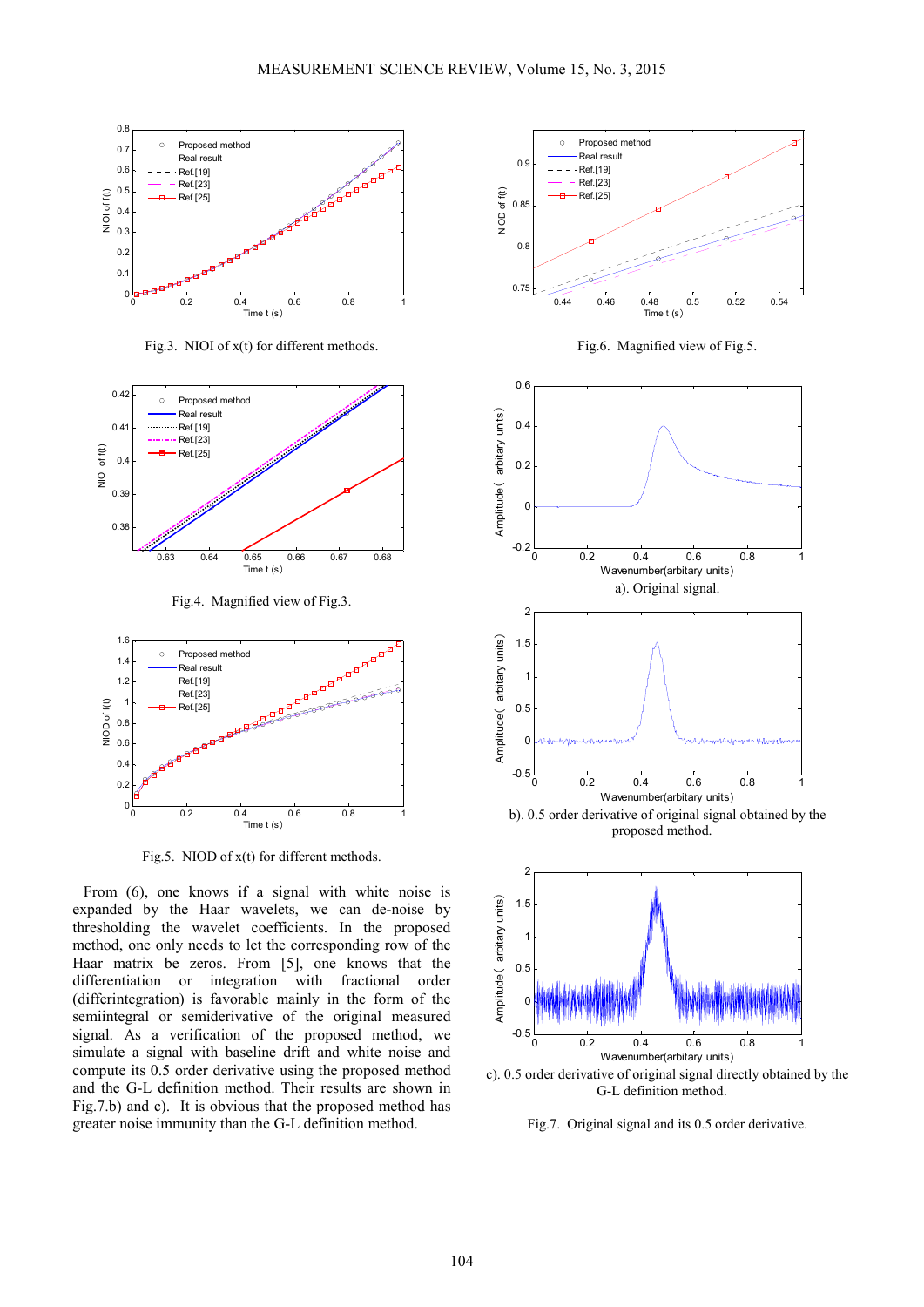Fig.3. NIOI of x(t) for different methods.

Fig.4. Magnified view of Fig.3.

Fig.5. NIOD of x(t) for different methods.

From (6), one knows if a signal with white noise is expanded by the Haar wavelets, we can de-noise by thresholding the wavelet coefficients. In the proposed method, one only needs to let the corresponding row of the Haar matrix be zeros. From [5], one knows that the differentiation or integration with fractional order (differintegration) is favorable mainly in the form of the semiintegral or semiderivative of the original measured signal. As a verification of the proposed method, we simulate a signal with baseline drift and white noise and compute its 0.5 order derivative using the proposed method and the G-L definition method. Their results are shown in Fig.7.b) and c). It is obvious that the proposed method has greater noise immunity than the G-L definition method.

Fig.6. Magnified view of Fig.5.

a). Original signal.

b). 0.5 order derivative of original signal obtained by the proposed method.

c). 0.5 order derivative of original signal directly obtained by the G-L definition method.

Fig.7. Original signal and its 0.5 order derivative.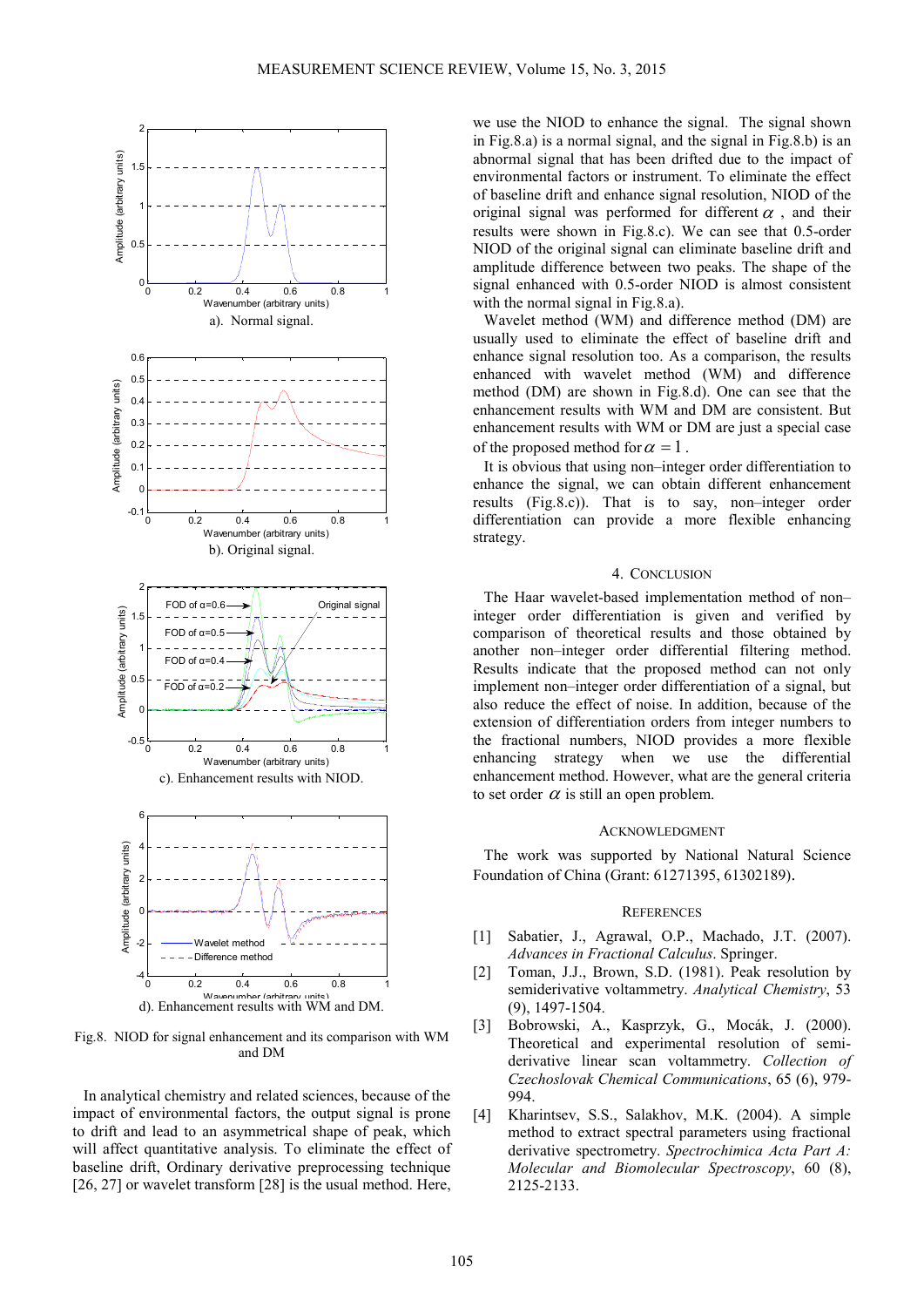a). Normal signal.

b). Original signal.

c). Enhancement results with NIOD.

d). Enhancement results with WM and DM.

Fig.8. NIOD for signal enhancement and its comparison with WM and DM

In analytical chemistry and related sciences, because of the impact of environmental factors, the output signal is prone to drift and lead to an asymmetrical shape of peak, which will affect quantitative analysis. To eliminate the effect of baseline drift, Ordinary derivative preprocessing technique [26, 27] or wavelet transform [28] is the usual method. Here, we use the NIOD to enhance the signal. The signal shown in Fig.8.a) is a normal signal, and the signal in Fig.8.b) is an abnormal signal that has been drifted due to the impact of environmental factors or instrument. To eliminate the effect of baseline drift and enhance signal resolution, NIOD of the original signal was performed for different $\alpha$, and their results were shown in Fig.8.c). We can see that 0.5-order NIOD of the original signal can eliminate baseline drift and amplitude difference between two peaks. The shape of the signal enhanced with 0.5-order NIOD is almost consistent with the normal signal in Fig.8.a).

Wavelet method (WM) and difference method (DM) are usually used to eliminate the effect of baseline drift and enhance signal resolution too. As a comparison, the results enhanced with wavelet method (WM) and difference method (DM) are shown in Fig.8.d). One can see that the enhancement results with WM and DM are consistent. But enhancement results with WM or DM are just a special case of the proposed method for $\alpha = 1$.

It is obvious that using non–integer order differentiation to enhance the signal, we can obtain different enhancement results (Fig.8.c)). That is to say, non–integer order differentiation can provide a more flexible enhancing strategy.

## 4. Conclusion

The Haar wavelet-based implementation method of non–integer order differentiation is given and verified by comparison of theoretical results and those obtained by another non–integer order differential filtering method. Results indicate that the proposed method can not only implement non–integer order differentiation of a signal, but also reduce the effect of noise. In addition, because of the extension of differentiation orders from integer numbers to the fractional numbers, NIOD provides a more flexible enhancing strategy when we use the differential enhancement method. However, what are the general criteria to set order $\alpha$ is still an open problem.

## Acknowledgment

The work was supported by National Natural Science Foundation of China (Grant: 61271395, 61302189).

## References

[1] Sabatier, J., Agrawal, O.P., Machado, J.T. (2007). *Advances in Fractional Calculus*. Springer.

[2] Toman, J.J., Brown, S.D. (1981). Peak resolution by semiderivative voltammetry. *Analytical Chemistry*, 53 (9), 1497-1504.

[3] Bobrowski, A., Kasprzyk, G., Mocák, J. (2000). Theoretical and experimental resolution of semi-derivative linear scan voltammetry. *Collection of Czechoslovak Chemical Communications*, 65 (6), 979-994.

[4] Kharintsev, S.S., Salakhov, M.K. (2004). A simple method to extract spectral parameters using fractional derivative spectrometry. *Spectrochimica Acta Part A: Molecular and Biomolecular Spectroscopy*, 60 (8), 2125-2133.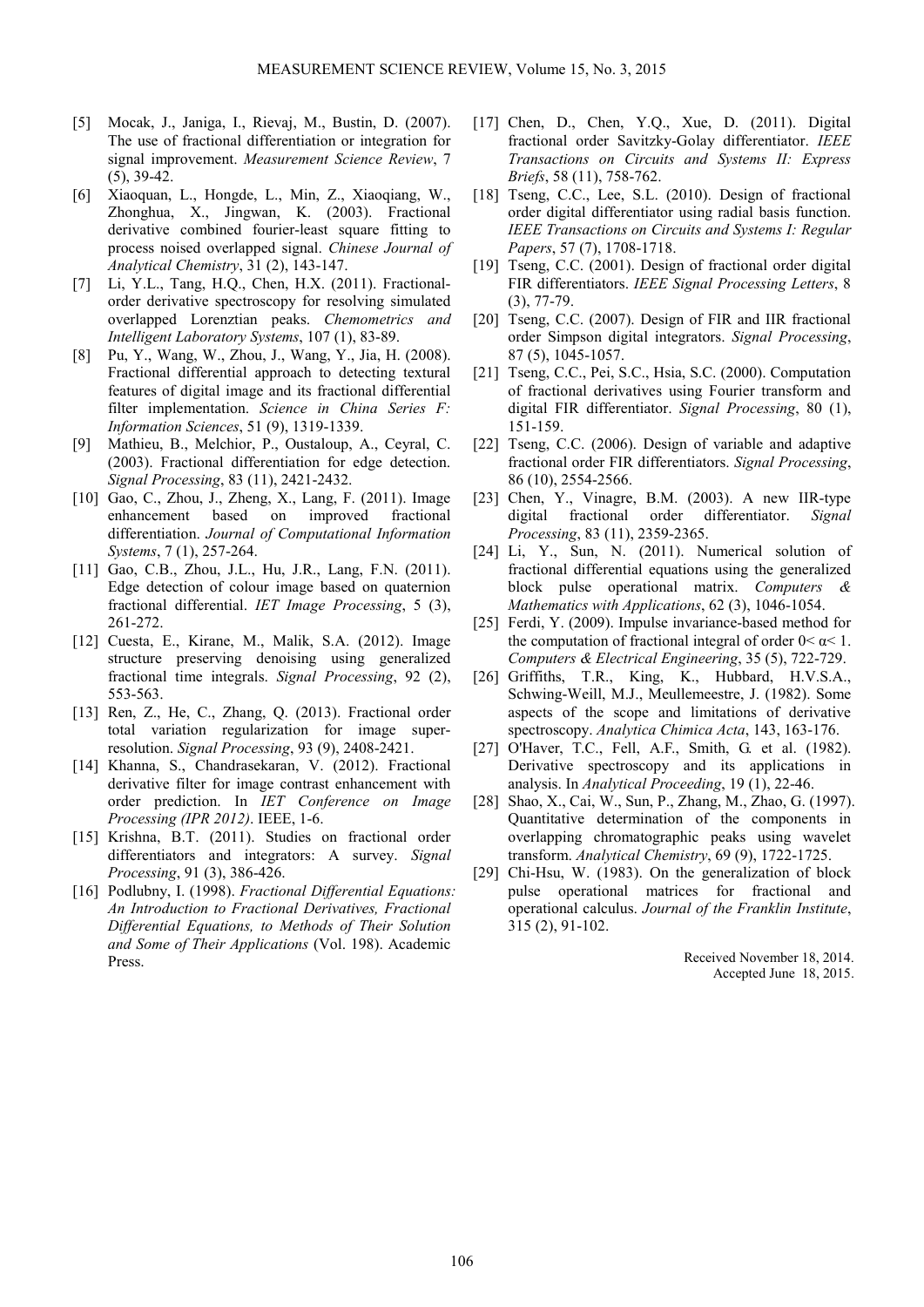[5] Mocak, J., Janiga, I., Rievaj, M., Bustin, D. (2007). The use of fractional differentiation or integration for signal improvement. *Measurement Science Review*, 7 (5), 39-42.

[6] Xiaoquan, L., Hongde, L., Min, Z., Xiaoqiang, W., Zhonghua, X., Jingwan, K. (2003). Fractional derivative combined fourier-least square fitting to process noised overlapped signal. *Chinese Journal of Analytical Chemistry*, 31 (2), 143-147.

[7] Li, Y.L., Tang, H.Q., Chen, H.X. (2011). Fractional-order derivative spectroscopy for resolving simulated overlapped Lorenztian peaks. *Chemometrics and Intelligent Laboratory Systems*, 107 (1), 83-89.

[8] Pu, Y., Wang, W., Zhou, J., Wang, Y., Jia, H. (2008). Fractional differential approach to detecting textural features of digital image and its fractional differential filter implementation. *Science in China Series F: Information Sciences*, 51 (9), 1319-1339.

[9] Mathieu, B., Melchior, P., Oustaloup, A., Ceyral, C. (2003). Fractional differentiation for edge detection. *Signal Processing*, 83 (11), 2421-2432.

[10] Gao, C., Zhou, J., Zheng, X., Lang, F. (2011). Image enhancement based on improved fractional differentiation. *Journal of Computational Information Systems*, 7 (1), 257-264.

[11] Gao, C.B., Zhou, J.L., Hu, J.R., Lang, F.N. (2011). Edge detection of colour image based on quaternion fractional differential. *IET Image Processing*, 5 (3), 261-272.

[12] Cuesta, E., Kirane, M., Malik, S.A. (2012). Image structure preserving denoising using generalized fractional time integrals. *Signal Processing*, 92 (2), 553-563.

[13] Ren, Z., He, C., Zhang, Q. (2013). Fractional order total variation regularization for image super-resolution. *Signal Processing*, 93 (9), 2408-2421.

[14] Khanna, S., Chandrasekaran, V. (2012). Fractional derivative filter for image contrast enhancement with order prediction. In *IET Conference on Image Processing (IPR 2012)*. IEEE, 1-6.

[15] Krishna, B.T. (2011). Studies on fractional order differentiators and integrators: A survey. *Signal Processing*, 91 (3), 386-426.

[16] Podlubny, I. (1998). *Fractional Differential Equations: An Introduction to Fractional Derivatives, Fractional Differential Equations, to Methods of Their Solution and Some of Their Applications* (Vol. 198). Academic Press.

[17] Chen, D., Chen, Y.Q., Xue, D. (2011). Digital fractional order Savitzky-Golay differentiator. *IEEE Transactions on Circuits and Systems II: Express Briefs*, 58 (11), 758-762.

[18] Tseng, C.C., Lee, S.L. (2010). Design of fractional order digital differentiator using radial basis function. *IEEE Transactions on Circuits and Systems I: Regular Papers*, 57 (7), 1708-1718.

[19] Tseng, C.C. (2001). Design of fractional order digital FIR differentiators. *IEEE Signal Processing Letters*, 8 (3), 77-79.

[20] Tseng, C.C. (2007). Design of FIR and IIR fractional order Simpson digital integrators. *Signal Processing*, 87 (5), 1045-1057.

[21] Tseng, C.C., Pei, S.C., Hsia, S.C. (2000). Computation of fractional derivatives using Fourier transform and digital FIR differentiator. *Signal Processing*, 80 (1), 151-159.

[22] Tseng, C.C. (2006). Design of variable and adaptive fractional order FIR differentiators. *Signal Processing*, 86 (10), 2554-2566.

[23] Chen, Y., Vinagre, B.M. (2003). A new IIR-type digital fractional order differentiator. *Signal Processing*, 83 (11), 2359-2365.

[24] Li, Y., Sun, N. (2011). Numerical solution of fractional differential equations using the generalized block pulse operational matrix. *Computers & Mathematics with Applications*, 62 (3), 1046-1054.

[25] Ferdi, Y. (2009). Impulse invariance-based method for the computation of fractional integral of order $0< \alpha< 1$. *Computers & Electrical Engineering*, 35 (5), 722-729.

[26] Griffiths, T.R., King, K., Hubbard, H.V.S.A., Schwing-Weill, M.J., Meullemeestre, J. (1982). Some aspects of the scope and limitations of derivative spectroscopy. *Analytica Chimica Acta*, 143, 163-176.

[27] O'Haver, T.C., Fell, A.F., Smith, G. et al. (1982). Derivative spectroscopy and its applications in analysis. In *Analytical Proceeding*, 19 (1), 22-46.

[28] Shao, X., Cai, W., Sun, P., Zhang, M., Zhao, G. (1997). Quantitative determination of the components in overlapping chromatographic peaks using wavelet transform. *Analytical Chemistry*, 69 (9), 1722-1725.

[29] Chi-Hsu, W. (1983). On the generalization of block pulse operational matrices for fractional and operational calculus. *Journal of the Franklin Institute*, 315 (2), 91-102.

Received November 18, 2014.
Accepted June 18, 2015.